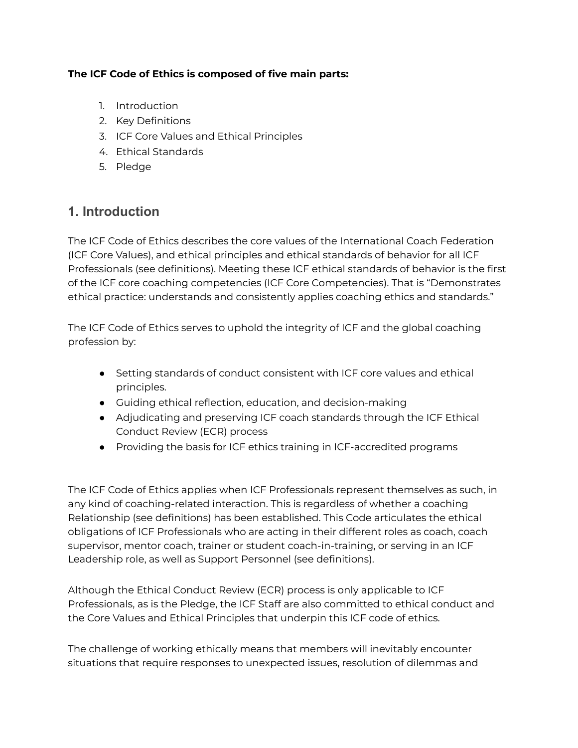**The ICF Code of Ethics is composed of five main parts:**

1. Introduction
2. Key Definitions
3. ICF Core Values and Ethical Principles
4. Ethical Standards
5. Pledge

## 1. Introduction

The ICF Code of Ethics describes the core values of the International Coach Federation (ICF Core Values), and ethical principles and ethical standards of behavior for all ICF Professionals (see definitions). Meeting these ICF ethical standards of behavior is the first of the ICF core coaching competencies (ICF Core Competencies). That is "Demonstrates ethical practice: understands and consistently applies coaching ethics and standards."

The ICF Code of Ethics serves to uphold the integrity of ICF and the global coaching profession by:

- Setting standards of conduct consistent with ICF core values and ethical principles.
- Guiding ethical reflection, education, and decision-making
- Adjudicating and preserving ICF coach standards through the ICF Ethical Conduct Review (ECR) process
- Providing the basis for ICF ethics training in ICF-accredited programs

The ICF Code of Ethics applies when ICF Professionals represent themselves as such, in any kind of coaching-related interaction. This is regardless of whether a coaching Relationship (see definitions) has been established. This Code articulates the ethical obligations of ICF Professionals who are acting in their different roles as coach, coach supervisor, mentor coach, trainer or student coach-in-training, or serving in an ICF Leadership role, as well as Support Personnel (see definitions).

Although the Ethical Conduct Review (ECR) process is only applicable to ICF Professionals, as is the Pledge, the ICF Staff are also committed to ethical conduct and the Core Values and Ethical Principles that underpin this ICF code of ethics.

The challenge of working ethically means that members will inevitably encounter situations that require responses to unexpected issues, resolution of dilemmas and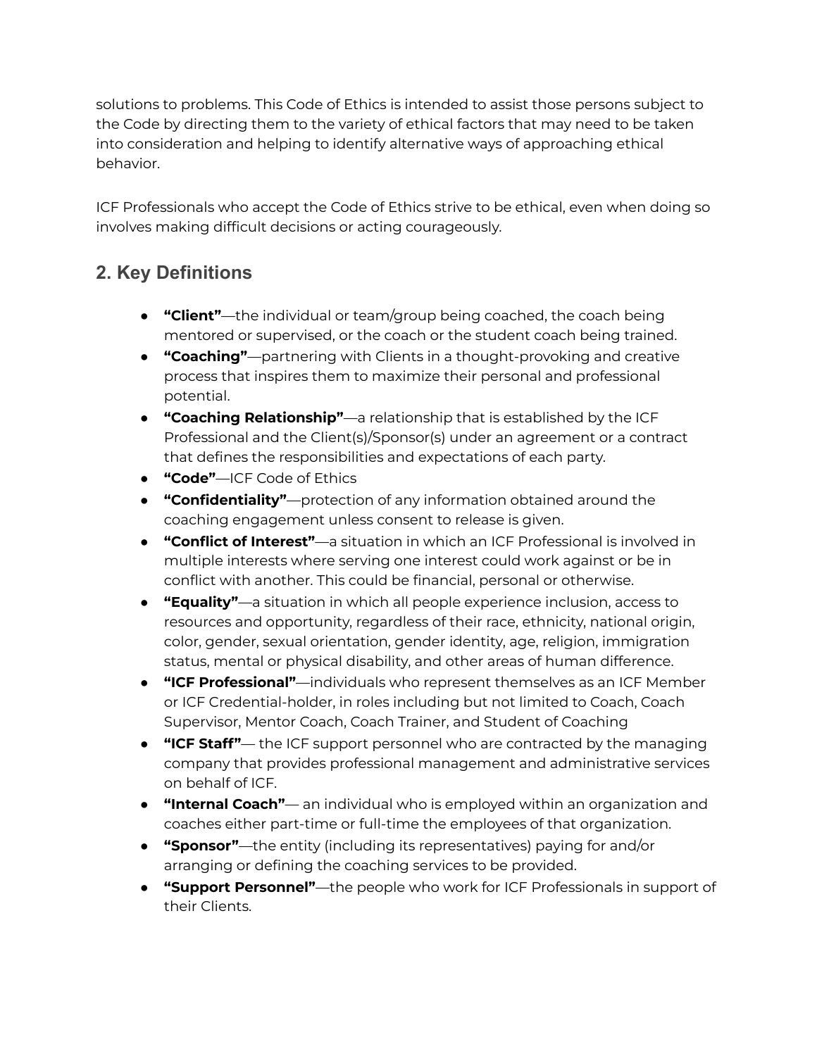solutions to problems. This Code of Ethics is intended to assist those persons subject to the Code by directing them to the variety of ethical factors that may need to be taken into consideration and helping to identify alternative ways of approaching ethical behavior.

ICF Professionals who accept the Code of Ethics strive to be ethical, even when doing so involves making difficult decisions or acting courageously.

## 2. Key Definitions

- **"Client"**—the individual or team/group being coached, the coach being mentored or supervised, or the coach or the student coach being trained.
- **"Coaching"**—partnering with Clients in a thought-provoking and creative process that inspires them to maximize their personal and professional potential.
- **"Coaching Relationship"**—a relationship that is established by the ICF Professional and the Client(s)/Sponsor(s) under an agreement or a contract that defines the responsibilities and expectations of each party.
- **"Code"**—ICF Code of Ethics
- **"Confidentiality"**—protection of any information obtained around the coaching engagement unless consent to release is given.
- **"Conflict of Interest"**—a situation in which an ICF Professional is involved in multiple interests where serving one interest could work against or be in conflict with another. This could be financial, personal or otherwise.
- **"Equality"**—a situation in which all people experience inclusion, access to resources and opportunity, regardless of their race, ethnicity, national origin, color, gender, sexual orientation, gender identity, age, religion, immigration status, mental or physical disability, and other areas of human difference.
- **"ICF Professional"**—individuals who represent themselves as an ICF Member or ICF Credential-holder, in roles including but not limited to Coach, Coach Supervisor, Mentor Coach, Coach Trainer, and Student of Coaching
- **"ICF Staff"**— the ICF support personnel who are contracted by the managing company that provides professional management and administrative services on behalf of ICF.
- **"Internal Coach"**— an individual who is employed within an organization and coaches either part-time or full-time the employees of that organization.
- **"Sponsor"**—the entity (including its representatives) paying for and/or arranging or defining the coaching services to be provided.
- **"Support Personnel"**—the people who work for ICF Professionals in support of their Clients.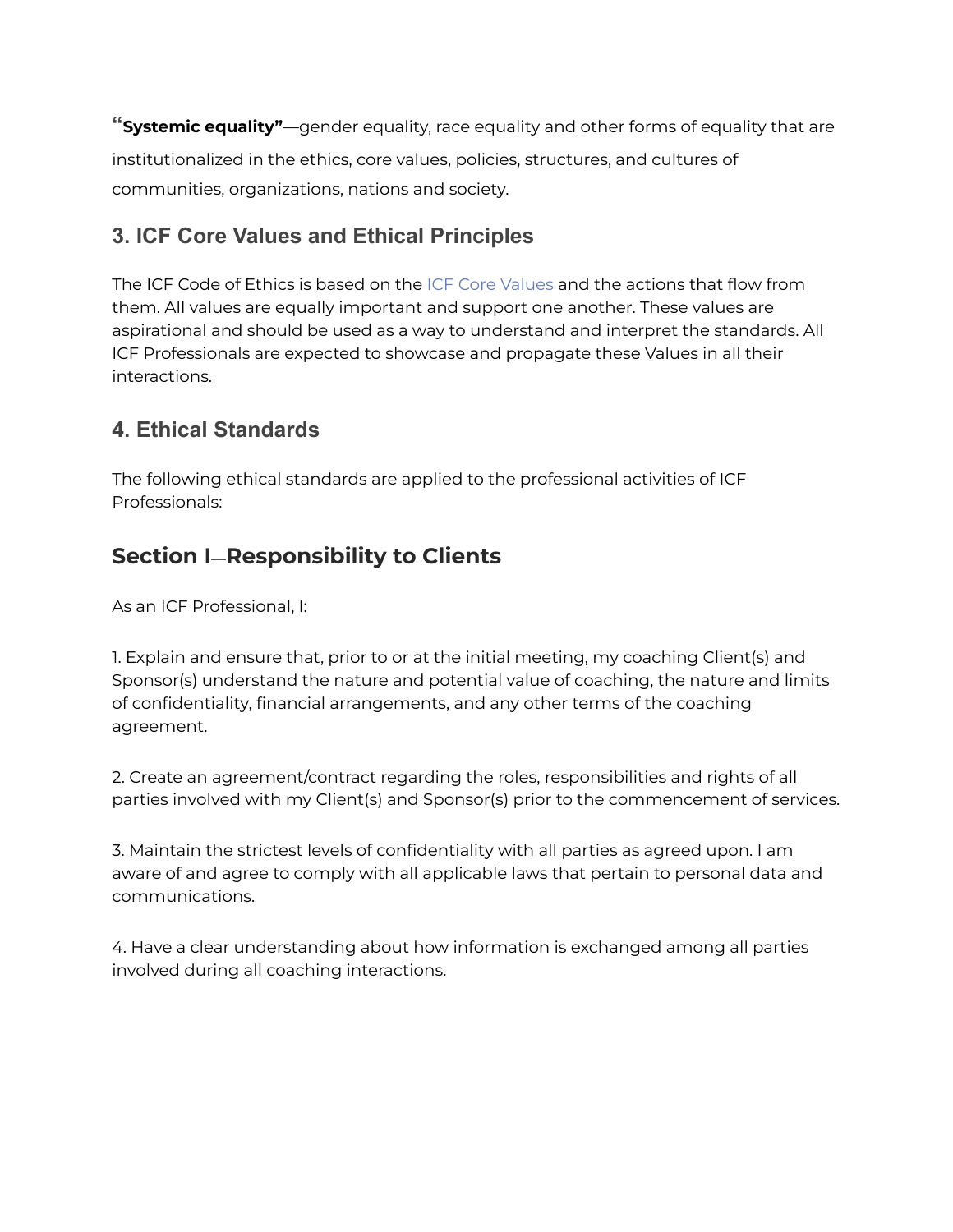“**Systemic equality”**—gender equality, race equality and other forms of equality that are institutionalized in the ethics, core values, policies, structures, and cultures of communities, organizations, nations and society.

## 3. ICF Core Values and Ethical Principles

The ICF Code of Ethics is based on the ICF Core Values and the actions that flow from them. All values are equally important and support one another. These values are aspirational and should be used as a way to understand and interpret the standards. All ICF Professionals are expected to showcase and propagate these Values in all their interactions.

## 4. Ethical Standards

The following ethical standards are applied to the professional activities of ICF Professionals:

## Section I—Responsibility to Clients

As an ICF Professional, I:

1. Explain and ensure that, prior to or at the initial meeting, my coaching Client(s) and Sponsor(s) understand the nature and potential value of coaching, the nature and limits of confidentiality, financial arrangements, and any other terms of the coaching agreement.

2. Create an agreement/contract regarding the roles, responsibilities and rights of all parties involved with my Client(s) and Sponsor(s) prior to the commencement of services.

3. Maintain the strictest levels of confidentiality with all parties as agreed upon. I am aware of and agree to comply with all applicable laws that pertain to personal data and communications.

4. Have a clear understanding about how information is exchanged among all parties involved during all coaching interactions.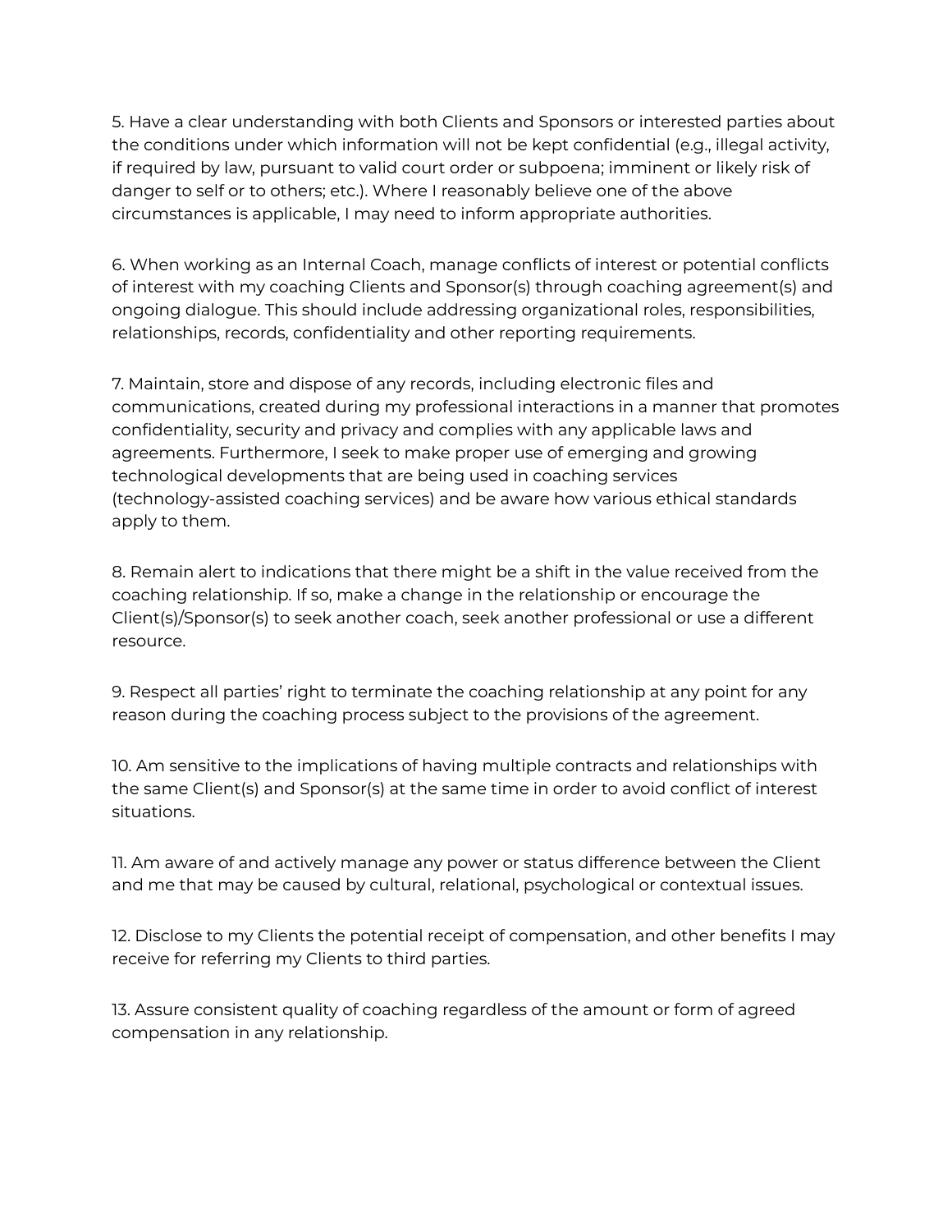5. Have a clear understanding with both Clients and Sponsors or interested parties about the conditions under which information will not be kept confidential (e.g., illegal activity, if required by law, pursuant to valid court order or subpoena; imminent or likely risk of danger to self or to others; etc.). Where I reasonably believe one of the above circumstances is applicable, I may need to inform appropriate authorities.

6. When working as an Internal Coach, manage conflicts of interest or potential conflicts of interest with my coaching Clients and Sponsor(s) through coaching agreement(s) and ongoing dialogue. This should include addressing organizational roles, responsibilities, relationships, records, confidentiality and other reporting requirements.

7. Maintain, store and dispose of any records, including electronic files and communications, created during my professional interactions in a manner that promotes confidentiality, security and privacy and complies with any applicable laws and agreements. Furthermore, I seek to make proper use of emerging and growing technological developments that are being used in coaching services (technology-assisted coaching services) and be aware how various ethical standards apply to them.

8. Remain alert to indications that there might be a shift in the value received from the coaching relationship. If so, make a change in the relationship or encourage the Client(s)/Sponsor(s) to seek another coach, seek another professional or use a different resource.

9. Respect all parties' right to terminate the coaching relationship at any point for any reason during the coaching process subject to the provisions of the agreement.

10. Am sensitive to the implications of having multiple contracts and relationships with the same Client(s) and Sponsor(s) at the same time in order to avoid conflict of interest situations.

11. Am aware of and actively manage any power or status difference between the Client and me that may be caused by cultural, relational, psychological or contextual issues.

12. Disclose to my Clients the potential receipt of compensation, and other benefits I may receive for referring my Clients to third parties.

13. Assure consistent quality of coaching regardless of the amount or form of agreed compensation in any relationship.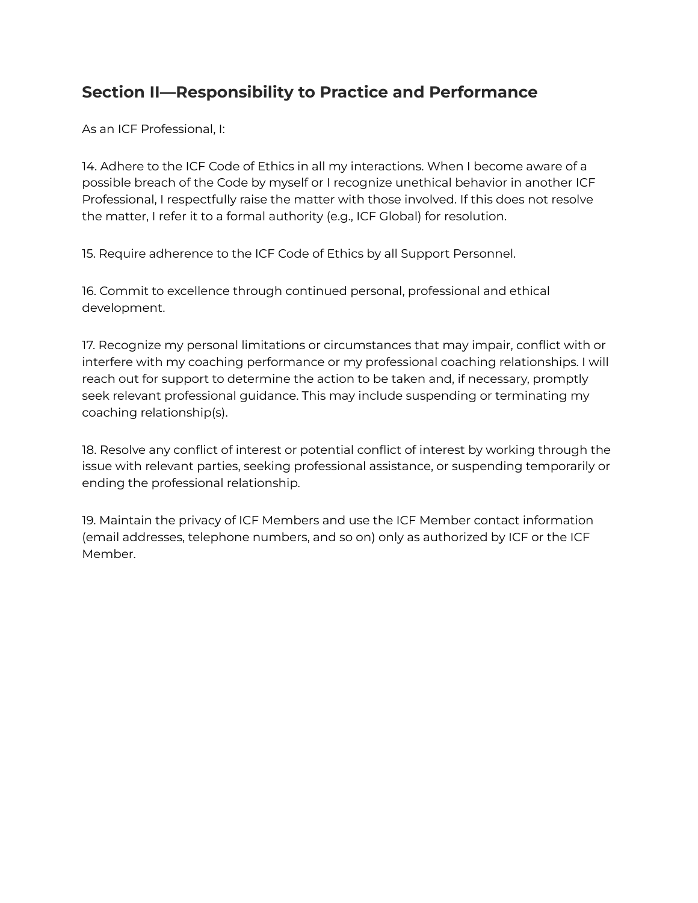## Section II—Responsibility to Practice and Performance

As an ICF Professional, I:

14. Adhere to the ICF Code of Ethics in all my interactions. When I become aware of a possible breach of the Code by myself or I recognize unethical behavior in another ICF Professional, I respectfully raise the matter with those involved. If this does not resolve the matter, I refer it to a formal authority (e.g., ICF Global) for resolution.

15. Require adherence to the ICF Code of Ethics by all Support Personnel.

16. Commit to excellence through continued personal, professional and ethical development.

17. Recognize my personal limitations or circumstances that may impair, conflict with or interfere with my coaching performance or my professional coaching relationships. I will reach out for support to determine the action to be taken and, if necessary, promptly seek relevant professional guidance. This may include suspending or terminating my coaching relationship(s).

18. Resolve any conflict of interest or potential conflict of interest by working through the issue with relevant parties, seeking professional assistance, or suspending temporarily or ending the professional relationship.

19. Maintain the privacy of ICF Members and use the ICF Member contact information (email addresses, telephone numbers, and so on) only as authorized by ICF or the ICF Member.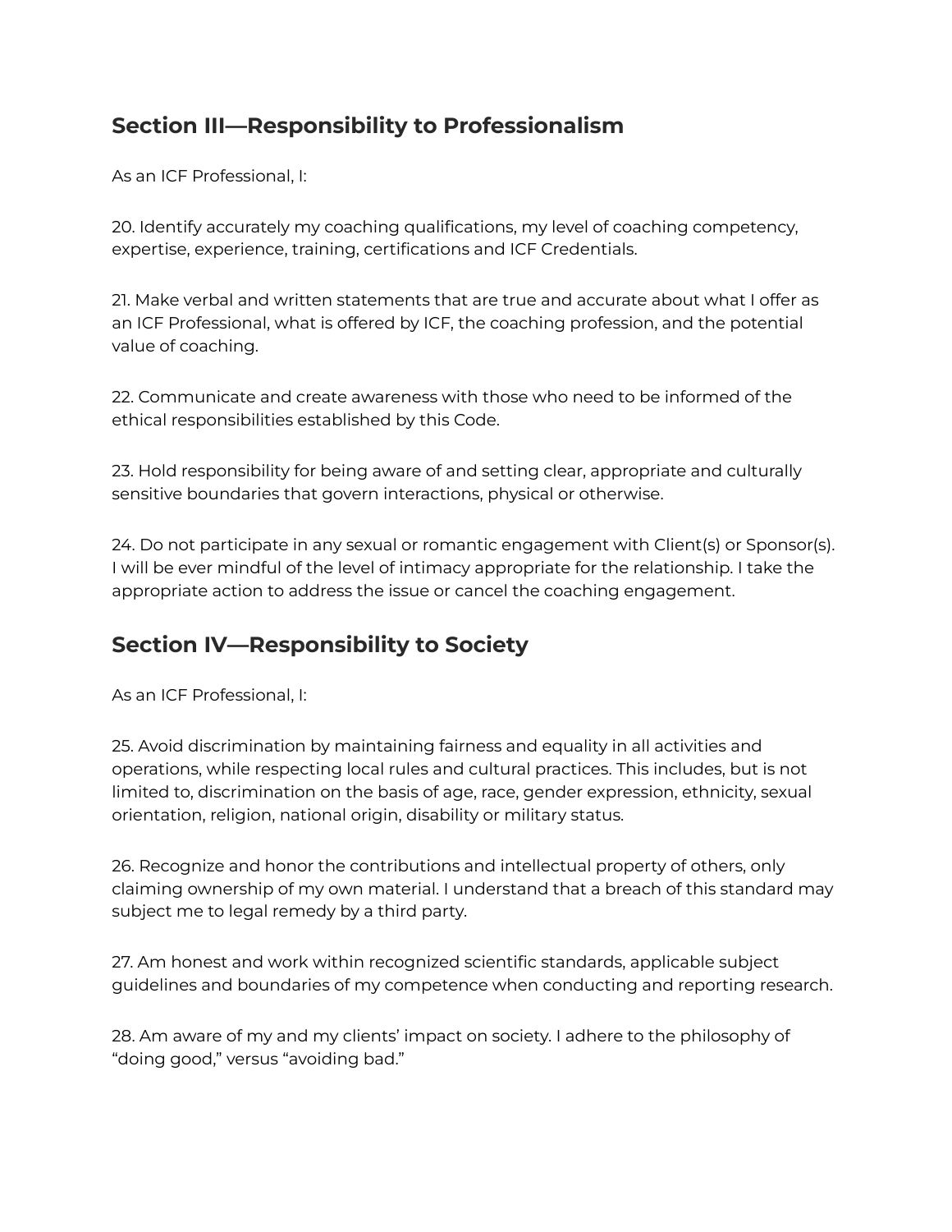## Section III—Responsibility to Professionalism

As an ICF Professional, I:

20. Identify accurately my coaching qualifications, my level of coaching competency, expertise, experience, training, certifications and ICF Credentials.

21. Make verbal and written statements that are true and accurate about what I offer as an ICF Professional, what is offered by ICF, the coaching profession, and the potential value of coaching.

22. Communicate and create awareness with those who need to be informed of the ethical responsibilities established by this Code.

23. Hold responsibility for being aware of and setting clear, appropriate and culturally sensitive boundaries that govern interactions, physical or otherwise.

24. Do not participate in any sexual or romantic engagement with Client(s) or Sponsor(s). I will be ever mindful of the level of intimacy appropriate for the relationship. I take the appropriate action to address the issue or cancel the coaching engagement.

## Section IV—Responsibility to Society

As an ICF Professional, I:

25. Avoid discrimination by maintaining fairness and equality in all activities and operations, while respecting local rules and cultural practices. This includes, but is not limited to, discrimination on the basis of age, race, gender expression, ethnicity, sexual orientation, religion, national origin, disability or military status.

26. Recognize and honor the contributions and intellectual property of others, only claiming ownership of my own material. I understand that a breach of this standard may subject me to legal remedy by a third party.

27. Am honest and work within recognized scientific standards, applicable subject guidelines and boundaries of my competence when conducting and reporting research.

28. Am aware of my and my clients' impact on society. I adhere to the philosophy of "doing good," versus "avoiding bad."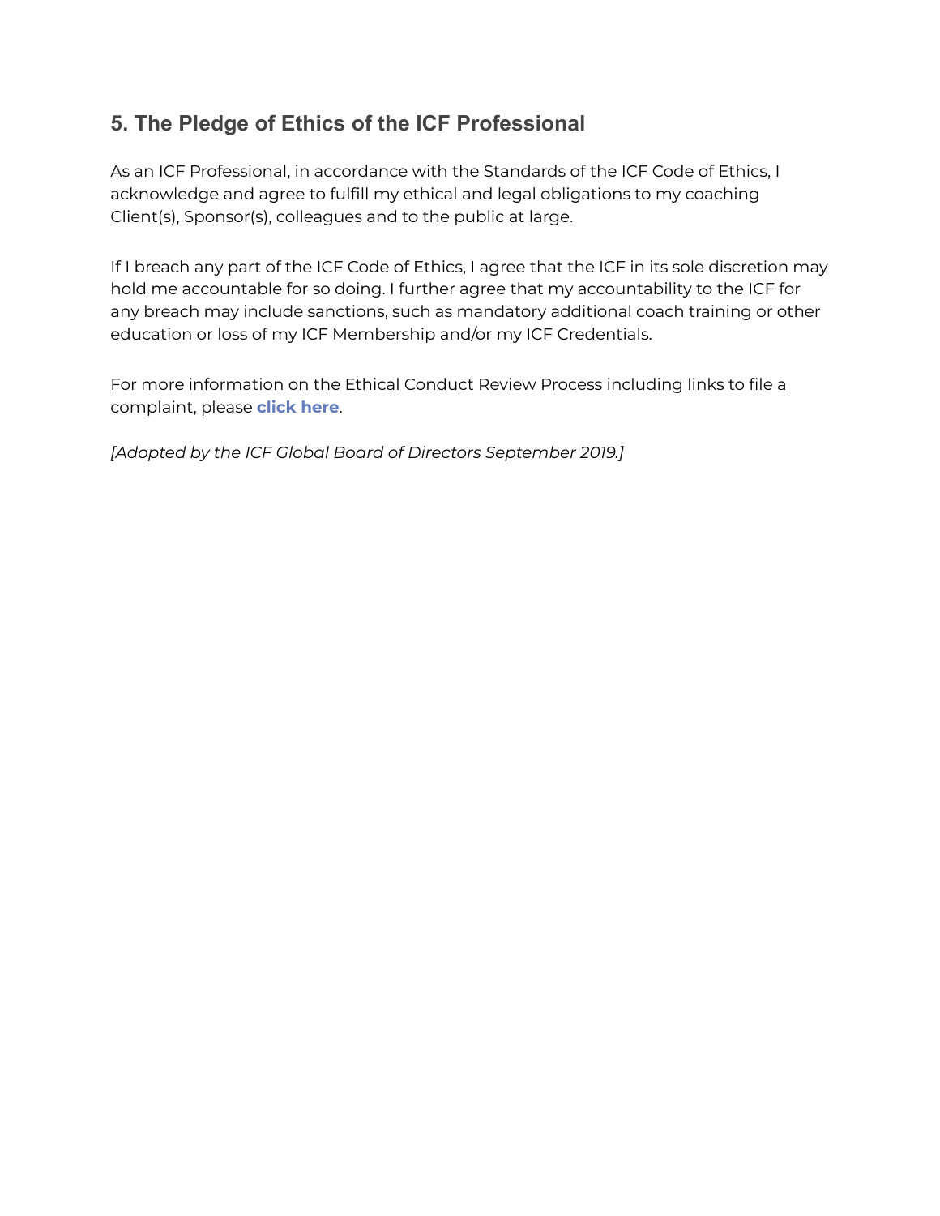## 5. The Pledge of Ethics of the ICF Professional

As an ICF Professional, in accordance with the Standards of the ICF Code of Ethics, I acknowledge and agree to fulfill my ethical and legal obligations to my coaching Client(s), Sponsor(s), colleagues and to the public at large.

If I breach any part of the ICF Code of Ethics, I agree that the ICF in its sole discretion may hold me accountable for so doing. I further agree that my accountability to the ICF for any breach may include sanctions, such as mandatory additional coach training or other education or loss of my ICF Membership and/or my ICF Credentials.

For more information on the Ethical Conduct Review Process including links to file a complaint, please **click here**.

*[Adopted by the ICF Global Board of Directors September 2019.]*